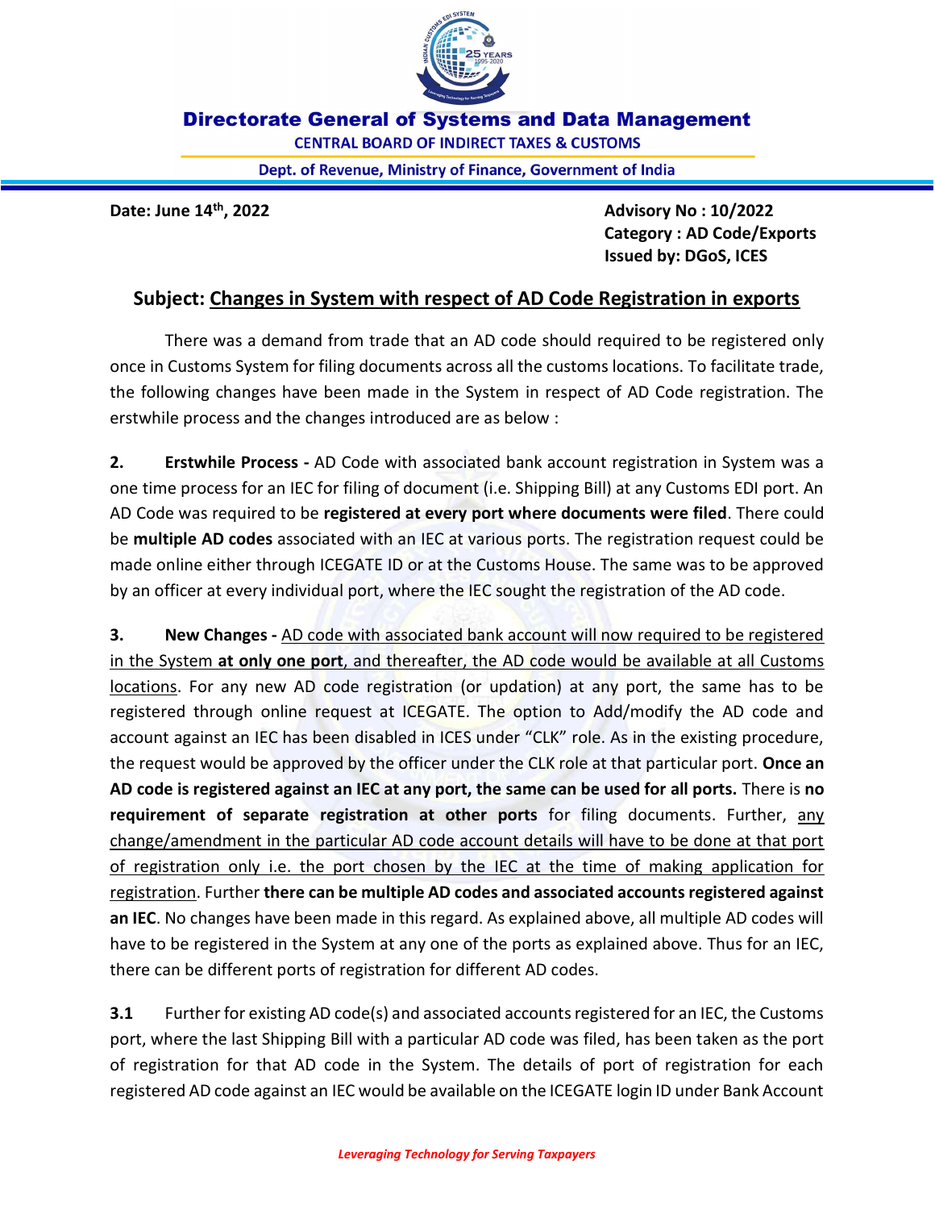**Directorate General of Systems and Data Management**

CENTRAL BOARD OF INDIRECT TAXES & CUSTOMS

Dept. of Revenue, Ministry of Finance, Government of India

**Date: June 14th, 2022**

**Advisory No : 10/2022**
**Category : AD Code/Exports**
**Issued by: DGoS, ICES**

## Subject: Changes in System with respect of AD Code Registration in exports

There was a demand from trade that an AD code should required to be registered only once in Customs System for filing documents across all the customs locations. To facilitate trade, the following changes have been made in the System in respect of AD Code registration. The erstwhile process and the changes introduced are as below :

**2. Erstwhile Process -** AD Code with associated bank account registration in System was a one time process for an IEC for filing of document (i.e. Shipping Bill) at any Customs EDI port. An AD Code was required to be **registered at every port where documents were filed**. There could be **multiple AD codes** associated with an IEC at various ports. The registration request could be made online either through ICEGATE ID or at the Customs House. The same was to be approved by an officer at every individual port, where the IEC sought the registration of the AD code.

**3. New Changes -** AD code with associated bank account will now required to be registered in the System **at only one port**, and thereafter, the AD code would be available at all Customs locations. For any new AD code registration (or updation) at any port, the same has to be registered through online request at ICEGATE. The option to Add/modify the AD code and account against an IEC has been disabled in ICES under "CLK" role. As in the existing procedure, the request would be approved by the officer under the CLK role at that particular port. **Once an AD code is registered against an IEC at any port, the same can be used for all ports.** There is **no requirement of separate registration at other ports** for filing documents. Further, any change/amendment in the particular AD code account details will have to be done at that port of registration only i.e. the port chosen by the IEC at the time of making application for registration. Further **there can be multiple AD codes and associated accounts registered against an IEC**. No changes have been made in this regard. As explained above, all multiple AD codes will have to be registered in the System at any one of the ports as explained above. Thus for an IEC, there can be different ports of registration for different AD codes.

**3.1** Further for existing AD code(s) and associated accounts registered for an IEC, the Customs port, where the last Shipping Bill with a particular AD code was filed, has been taken as the port of registration for that AD code in the System. The details of port of registration for each registered AD code against an IEC would be available on the ICEGATE login ID under Bank Account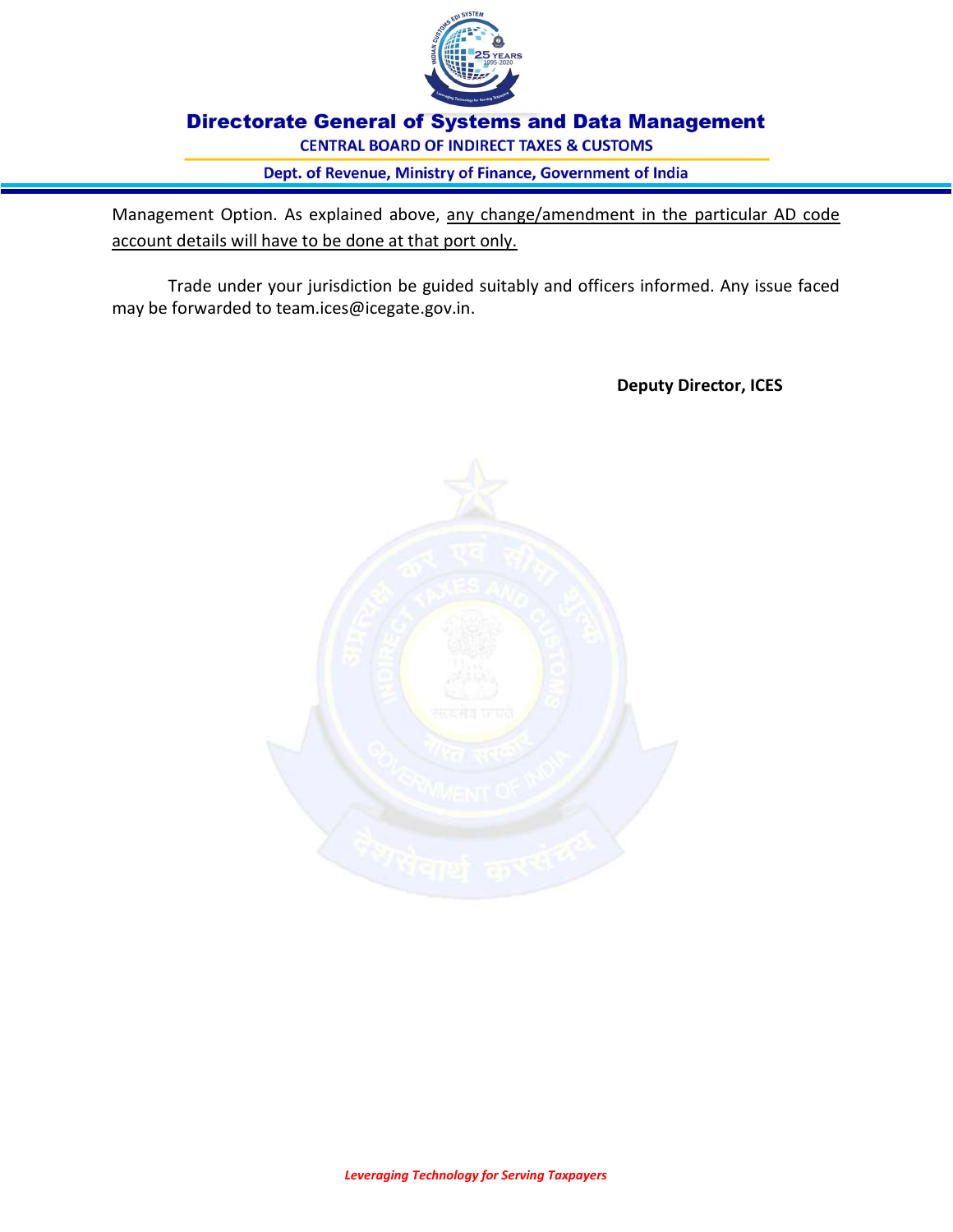Management Option. As explained above, any change/amendment in the particular AD code account details will have to be done at that port only.

Trade under your jurisdiction be guided suitably and officers informed. Any issue faced may be forwarded to team.ices@icegate.gov.in.

**Deputy Director, ICES**